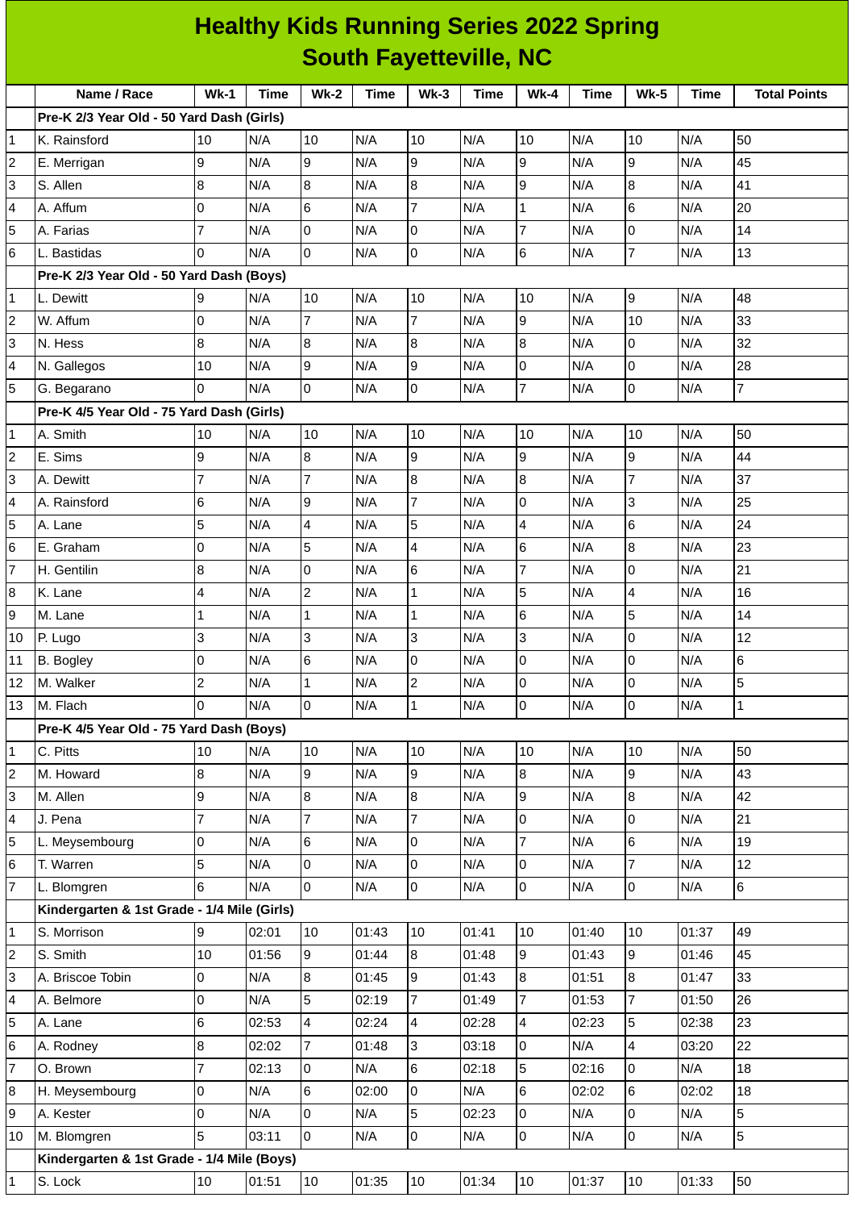# Healthy Kids Running Series 2022 Spring
## South Fayetteville, NC

| | Name / Race | Wk-1 | Time | Wk-2 | Time | Wk-3 | Time | Wk-4 | Time | Wk-5 | Time | Total Points |
|---|---|---|---|---|---|---|---|---|---|---|---|---|
| | **Pre-K 2/3 Year Old - 50 Yard Dash (Girls)** | | | | | | | | | | | |
| 1 | K. Rainsford | 10 | N/A | 10 | N/A | 10 | N/A | 10 | N/A | 10 | N/A | 50 |
| 2 | E. Merrigan | 9 | N/A | 9 | N/A | 9 | N/A | 9 | N/A | 9 | N/A | 45 |
| 3 | S. Allen | 8 | N/A | 8 | N/A | 8 | N/A | 9 | N/A | 8 | N/A | 41 |
| 4 | A. Affum | 0 | N/A | 6 | N/A | 7 | N/A | 1 | N/A | 6 | N/A | 20 |
| 5 | A. Farias | 7 | N/A | 0 | N/A | 0 | N/A | 7 | N/A | 0 | N/A | 14 |
| 6 | L. Bastidas | 0 | N/A | 0 | N/A | 0 | N/A | 6 | N/A | 7 | N/A | 13 |
| | **Pre-K 2/3 Year Old - 50 Yard Dash (Boys)** | | | | | | | | | | | |
| 1 | L. Dewitt | 9 | N/A | 10 | N/A | 10 | N/A | 10 | N/A | 9 | N/A | 48 |
| 2 | W. Affum | 0 | N/A | 7 | N/A | 7 | N/A | 9 | N/A | 10 | N/A | 33 |
| 3 | N. Hess | 8 | N/A | 8 | N/A | 8 | N/A | 8 | N/A | 0 | N/A | 32 |
| 4 | N. Gallegos | 10 | N/A | 9 | N/A | 9 | N/A | 0 | N/A | 0 | N/A | 28 |
| 5 | G. Begarano | 0 | N/A | 0 | N/A | 0 | N/A | 7 | N/A | 0 | N/A | 7 |
| | **Pre-K 4/5 Year Old - 75 Yard Dash (Girls)** | | | | | | | | | | | |
| 1 | A. Smith | 10 | N/A | 10 | N/A | 10 | N/A | 10 | N/A | 10 | N/A | 50 |
| 2 | E. Sims | 9 | N/A | 8 | N/A | 9 | N/A | 9 | N/A | 9 | N/A | 44 |
| 3 | A. Dewitt | 7 | N/A | 7 | N/A | 8 | N/A | 8 | N/A | 7 | N/A | 37 |
| 4 | A. Rainsford | 6 | N/A | 9 | N/A | 7 | N/A | 0 | N/A | 3 | N/A | 25 |
| 5 | A. Lane | 5 | N/A | 4 | N/A | 5 | N/A | 4 | N/A | 6 | N/A | 24 |
| 6 | E. Graham | 0 | N/A | 5 | N/A | 4 | N/A | 6 | N/A | 8 | N/A | 23 |
| 7 | H. Gentilin | 8 | N/A | 0 | N/A | 6 | N/A | 7 | N/A | 0 | N/A | 21 |
| 8 | K. Lane | 4 | N/A | 2 | N/A | 1 | N/A | 5 | N/A | 4 | N/A | 16 |
| 9 | M. Lane | 1 | N/A | 1 | N/A | 1 | N/A | 6 | N/A | 5 | N/A | 14 |
| 10 | P. Lugo | 3 | N/A | 3 | N/A | 3 | N/A | 3 | N/A | 0 | N/A | 12 |
| 11 | B. Bogley | 0 | N/A | 6 | N/A | 0 | N/A | 0 | N/A | 0 | N/A | 6 |
| 12 | M. Walker | 2 | N/A | 1 | N/A | 2 | N/A | 0 | N/A | 0 | N/A | 5 |
| 13 | M. Flach | 0 | N/A | 0 | N/A | 1 | N/A | 0 | N/A | 0 | N/A | 1 |
| | **Pre-K 4/5 Year Old - 75 Yard Dash (Boys)** | | | | | | | | | | | |
| 1 | C. Pitts | 10 | N/A | 10 | N/A | 10 | N/A | 10 | N/A | 10 | N/A | 50 |
| 2 | M. Howard | 8 | N/A | 9 | N/A | 9 | N/A | 8 | N/A | 9 | N/A | 43 |
| 3 | M. Allen | 9 | N/A | 8 | N/A | 8 | N/A | 9 | N/A | 8 | N/A | 42 |
| 4 | J. Pena | 7 | N/A | 7 | N/A | 7 | N/A | 0 | N/A | 0 | N/A | 21 |
| 5 | L. Meysembourg | 0 | N/A | 6 | N/A | 0 | N/A | 7 | N/A | 6 | N/A | 19 |
| 6 | T. Warren | 5 | N/A | 0 | N/A | 0 | N/A | 0 | N/A | 7 | N/A | 12 |
| 7 | L. Blomgren | 6 | N/A | 0 | N/A | 0 | N/A | 0 | N/A | 0 | N/A | 6 |
| | **Kindergarten & 1st Grade - 1/4 Mile (Girls)** | | | | | | | | | | | |
| 1 | S. Morrison | 9 | 02:01 | 10 | 01:43 | 10 | 01:41 | 10 | 01:40 | 10 | 01:37 | 49 |
| 2 | S. Smith | 10 | 01:56 | 9 | 01:44 | 8 | 01:48 | 9 | 01:43 | 9 | 01:46 | 45 |
| 3 | A. Briscoe Tobin | 0 | N/A | 8 | 01:45 | 9 | 01:43 | 8 | 01:51 | 8 | 01:47 | 33 |
| 4 | A. Belmore | 0 | N/A | 5 | 02:19 | 7 | 01:49 | 7 | 01:53 | 7 | 01:50 | 26 |
| 5 | A. Lane | 6 | 02:53 | 4 | 02:24 | 4 | 02:28 | 4 | 02:23 | 5 | 02:38 | 23 |
| 6 | A. Rodney | 8 | 02:02 | 7 | 01:48 | 3 | 03:18 | 0 | N/A | 4 | 03:20 | 22 |
| 7 | O. Brown | 7 | 02:13 | 0 | N/A | 6 | 02:18 | 5 | 02:16 | 0 | N/A | 18 |
| 8 | H. Meysembourg | 0 | N/A | 6 | 02:00 | 0 | N/A | 6 | 02:02 | 6 | 02:02 | 18 |
| 9 | A. Kester | 0 | N/A | 0 | N/A | 5 | 02:23 | 0 | N/A | 0 | N/A | 5 |
| 10 | M. Blomgren | 5 | 03:11 | 0 | N/A | 0 | N/A | 0 | N/A | 0 | N/A | 5 |
| | **Kindergarten & 1st Grade - 1/4 Mile (Boys)** | | | | | | | | | | | |
| 1 | S. Lock | 10 | 01:51 | 10 | 01:35 | 10 | 01:34 | 10 | 01:37 | 10 | 01:33 | 50 |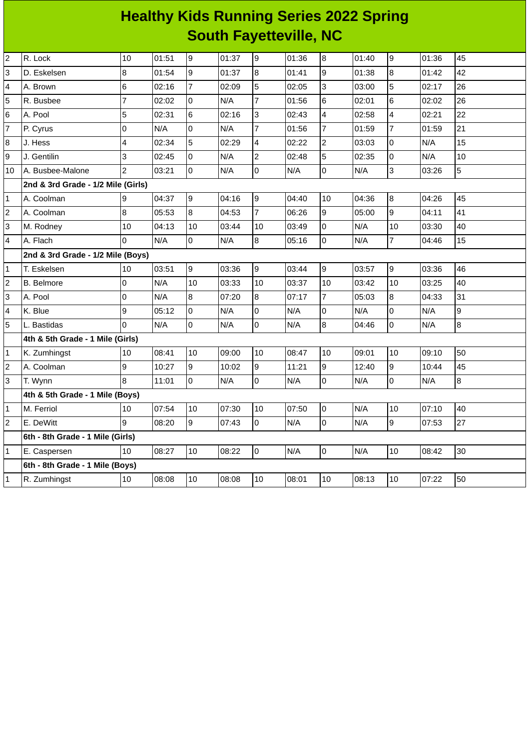# Healthy Kids Running Series 2022 Spring
## South Fayetteville, NC

| | | | | | | | | | | | |
|---|---|---|---|---|---|---|---|---|---|---|---|
| 2 | R. Lock | 10 | 01:51 | 9 | 01:37 | 9 | 01:36 | 8 | 01:40 | 9 | 01:36 | 45 |
| 3 | D. Eskelsen | 8 | 01:54 | 9 | 01:37 | 8 | 01:41 | 9 | 01:38 | 8 | 01:42 | 42 |
| 4 | A. Brown | 6 | 02:16 | 7 | 02:09 | 5 | 02:05 | 3 | 03:00 | 5 | 02:17 | 26 |
| 5 | R. Busbee | 7 | 02:02 | 0 | N/A | 7 | 01:56 | 6 | 02:01 | 6 | 02:02 | 26 |
| 6 | A. Pool | 5 | 02:31 | 6 | 02:16 | 3 | 02:43 | 4 | 02:58 | 4 | 02:21 | 22 |
| 7 | P. Cyrus | 0 | N/A | 0 | N/A | 7 | 01:56 | 7 | 01:59 | 7 | 01:59 | 21 |
| 8 | J. Hess | 4 | 02:34 | 5 | 02:29 | 4 | 02:22 | 2 | 03:03 | 0 | N/A | 15 |
| 9 | J. Gentilin | 3 | 02:45 | 0 | N/A | 2 | 02:48 | 5 | 02:35 | 0 | N/A | 10 |
| 10 | A. Busbee-Malone | 2 | 03:21 | 0 | N/A | 0 | N/A | 0 | N/A | 3 | 03:26 | 5 |
| | **2nd & 3rd Grade - 1/2 Mile (Girls)** | | | | | | | | | | | |
| 1 | A. Coolman | 9 | 04:37 | 9 | 04:16 | 9 | 04:40 | 10 | 04:36 | 8 | 04:26 | 45 |
| 2 | A. Coolman | 8 | 05:53 | 8 | 04:53 | 7 | 06:26 | 9 | 05:00 | 9 | 04:11 | 41 |
| 3 | M. Rodney | 10 | 04:13 | 10 | 03:44 | 10 | 03:49 | 0 | N/A | 10 | 03:30 | 40 |
| 4 | A. Flach | 0 | N/A | 0 | N/A | 8 | 05:16 | 0 | N/A | 7 | 04:46 | 15 |
| | **2nd & 3rd Grade - 1/2 Mile (Boys)** | | | | | | | | | | | |
| 1 | T. Eskelsen | 10 | 03:51 | 9 | 03:36 | 9 | 03:44 | 9 | 03:57 | 9 | 03:36 | 46 |
| 2 | B. Belmore | 0 | N/A | 10 | 03:33 | 10 | 03:37 | 10 | 03:42 | 10 | 03:25 | 40 |
| 3 | A. Pool | 0 | N/A | 8 | 07:20 | 8 | 07:17 | 7 | 05:03 | 8 | 04:33 | 31 |
| 4 | K. Blue | 9 | 05:12 | 0 | N/A | 0 | N/A | 0 | N/A | 0 | N/A | 9 |
| 5 | L. Bastidas | 0 | N/A | 0 | N/A | 0 | N/A | 8 | 04:46 | 0 | N/A | 8 |
| | **4th & 5th Grade - 1 Mile (Girls)** | | | | | | | | | | | |
| 1 | K. Zumhingst | 10 | 08:41 | 10 | 09:00 | 10 | 08:47 | 10 | 09:01 | 10 | 09:10 | 50 |
| 2 | A. Coolman | 9 | 10:27 | 9 | 10:02 | 9 | 11:21 | 9 | 12:40 | 9 | 10:44 | 45 |
| 3 | T. Wynn | 8 | 11:01 | 0 | N/A | 0 | N/A | 0 | N/A | 0 | N/A | 8 |
| | **4th & 5th Grade - 1 Mile (Boys)** | | | | | | | | | | | |
| 1 | M. Ferriol | 10 | 07:54 | 10 | 07:30 | 10 | 07:50 | 0 | N/A | 10 | 07:10 | 40 |
| 2 | E. DeWitt | 9 | 08:20 | 9 | 07:43 | 0 | N/A | 0 | N/A | 9 | 07:53 | 27 |
| | **6th - 8th Grade - 1 Mile (Girls)** | | | | | | | | | | | |
| 1 | E. Caspersen | 10 | 08:27 | 10 | 08:22 | 0 | N/A | 0 | N/A | 10 | 08:42 | 30 |
| | **6th - 8th Grade - 1 Mile (Boys)** | | | | | | | | | | | |
| 1 | R. Zumhingst | 10 | 08:08 | 10 | 08:08 | 10 | 08:01 | 10 | 08:13 | 10 | 07:22 | 50 |